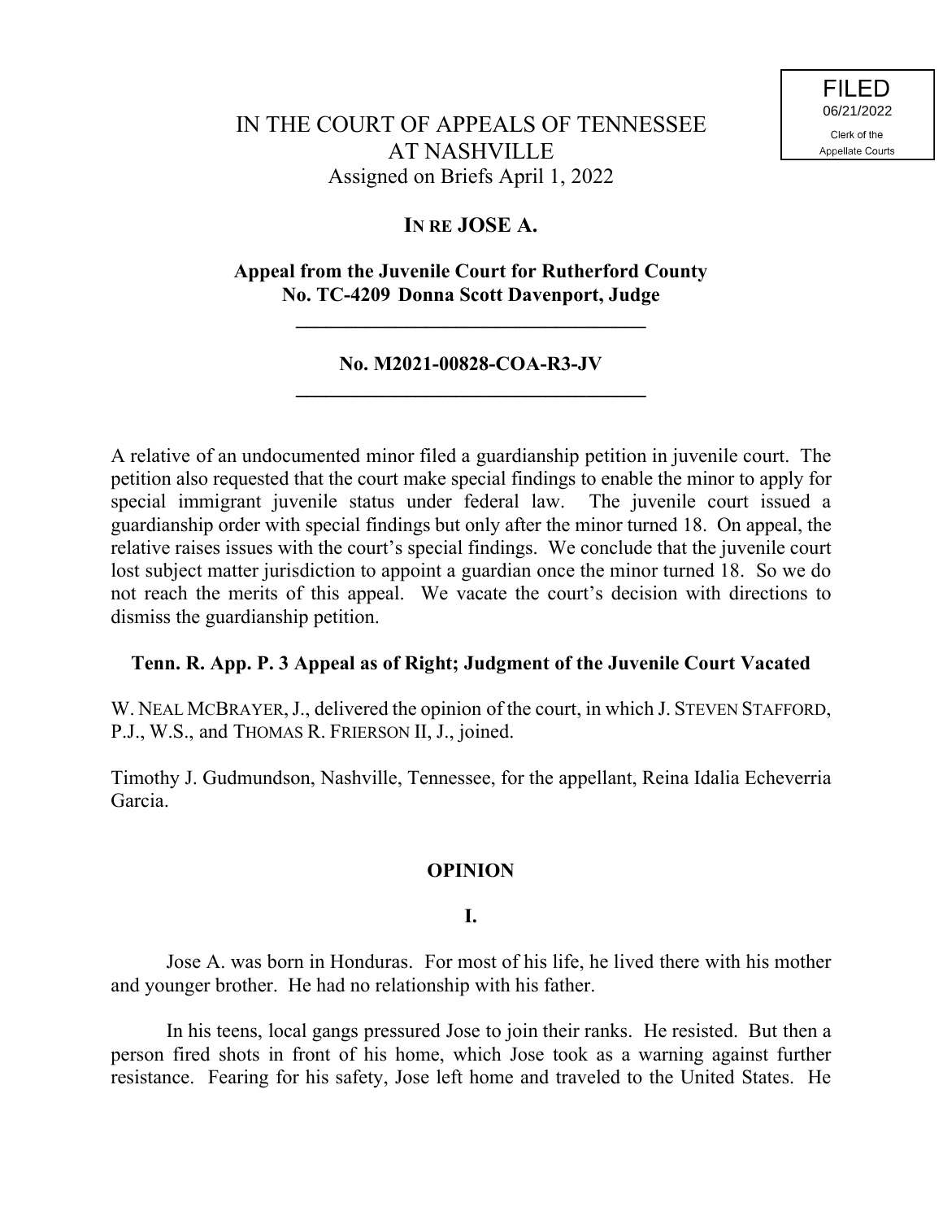FILED
06/21/2022
Clerk of the
Appellate Courts

# IN THE COURT OF APPEALS OF TENNESSEE AT NASHVILLE

Assigned on Briefs April 1, 2022

## IN RE JOSE A.

**Appeal from the Juvenile Court for Rutherford County**
**No. TC-4209 Donna Scott Davenport, Judge**

---

**No. M2021-00828-COA-R3-JV**

---

A relative of an undocumented minor filed a guardianship petition in juvenile court. The petition also requested that the court make special findings to enable the minor to apply for special immigrant juvenile status under federal law. The juvenile court issued a guardianship order with special findings but only after the minor turned 18. On appeal, the relative raises issues with the court's special findings. We conclude that the juvenile court lost subject matter jurisdiction to appoint a guardian once the minor turned 18. So we do not reach the merits of this appeal. We vacate the court's decision with directions to dismiss the guardianship petition.

**Tenn. R. App. P. 3 Appeal as of Right; Judgment of the Juvenile Court Vacated**

W. NEAL MCBRAYER, J., delivered the opinion of the court, in which J. STEVEN STAFFORD, P.J., W.S., and THOMAS R. FRIERSON II, J., joined.

Timothy J. Gudmundson, Nashville, Tennessee, for the appellant, Reina Idalia Echeverria Garcia.

## OPINION

### I.

Jose A. was born in Honduras. For most of his life, he lived there with his mother and younger brother. He had no relationship with his father.

In his teens, local gangs pressured Jose to join their ranks. He resisted. But then a person fired shots in front of his home, which Jose took as a warning against further resistance. Fearing for his safety, Jose left home and traveled to the United States. He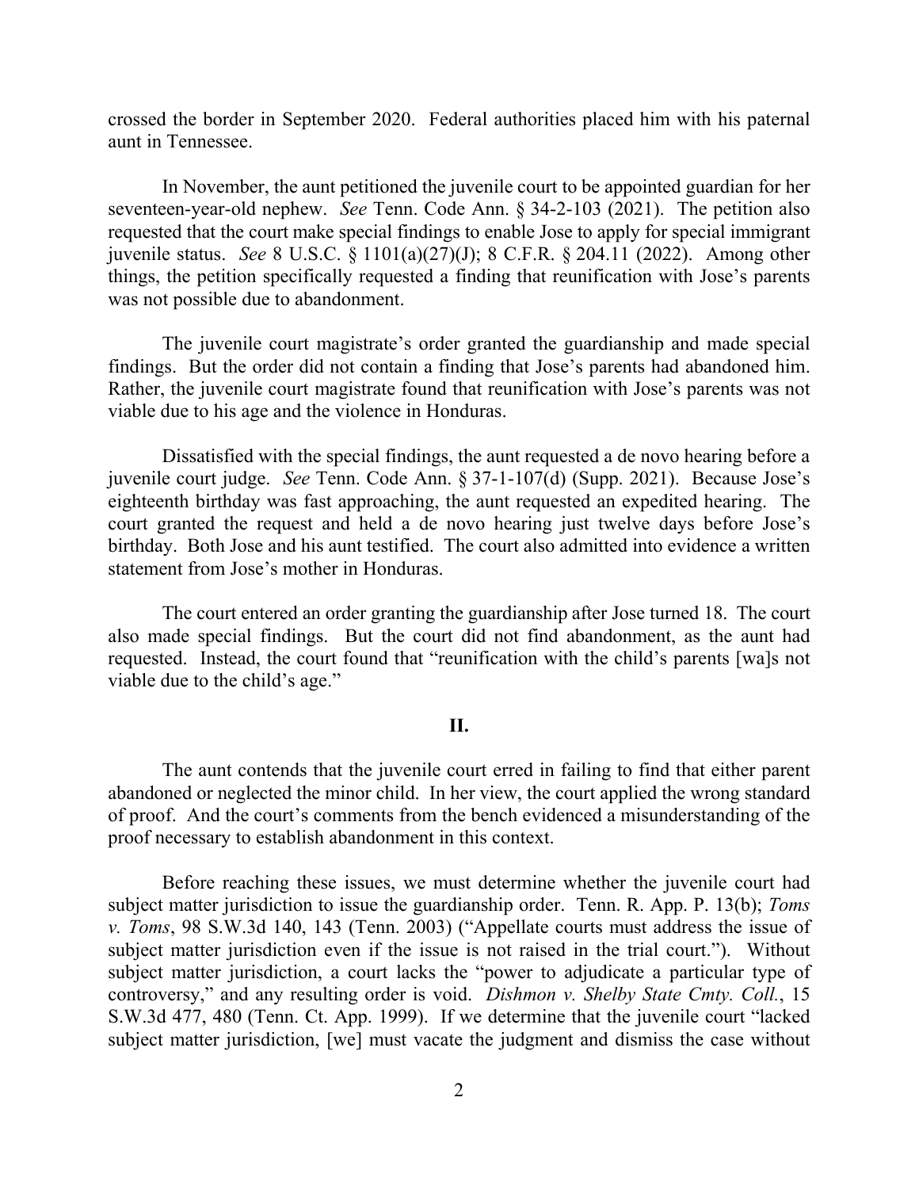crossed the border in September 2020. Federal authorities placed him with his paternal aunt in Tennessee.

In November, the aunt petitioned the juvenile court to be appointed guardian for her seventeen-year-old nephew. *See* Tenn. Code Ann. § 34-2-103 (2021). The petition also requested that the court make special findings to enable Jose to apply for special immigrant juvenile status. *See* 8 U.S.C. § 1101(a)(27)(J); 8 C.F.R. § 204.11 (2022). Among other things, the petition specifically requested a finding that reunification with Jose's parents was not possible due to abandonment.

The juvenile court magistrate's order granted the guardianship and made special findings. But the order did not contain a finding that Jose's parents had abandoned him. Rather, the juvenile court magistrate found that reunification with Jose's parents was not viable due to his age and the violence in Honduras.

Dissatisfied with the special findings, the aunt requested a de novo hearing before a juvenile court judge. *See* Tenn. Code Ann. § 37-1-107(d) (Supp. 2021). Because Jose's eighteenth birthday was fast approaching, the aunt requested an expedited hearing. The court granted the request and held a de novo hearing just twelve days before Jose's birthday. Both Jose and his aunt testified. The court also admitted into evidence a written statement from Jose's mother in Honduras.

The court entered an order granting the guardianship after Jose turned 18. The court also made special findings. But the court did not find abandonment, as the aunt had requested. Instead, the court found that "reunification with the child's parents [wa]s not viable due to the child's age."

## II.

The aunt contends that the juvenile court erred in failing to find that either parent abandoned or neglected the minor child. In her view, the court applied the wrong standard of proof. And the court's comments from the bench evidenced a misunderstanding of the proof necessary to establish abandonment in this context.

Before reaching these issues, we must determine whether the juvenile court had subject matter jurisdiction to issue the guardianship order. Tenn. R. App. P. 13(b); *Toms v. Toms*, 98 S.W.3d 140, 143 (Tenn. 2003) ("Appellate courts must address the issue of subject matter jurisdiction even if the issue is not raised in the trial court."). Without subject matter jurisdiction, a court lacks the "power to adjudicate a particular type of controversy," and any resulting order is void. *Dishmon v. Shelby State Cmty. Coll.*, 15 S.W.3d 477, 480 (Tenn. Ct. App. 1999). If we determine that the juvenile court "lacked subject matter jurisdiction, [we] must vacate the judgment and dismiss the case without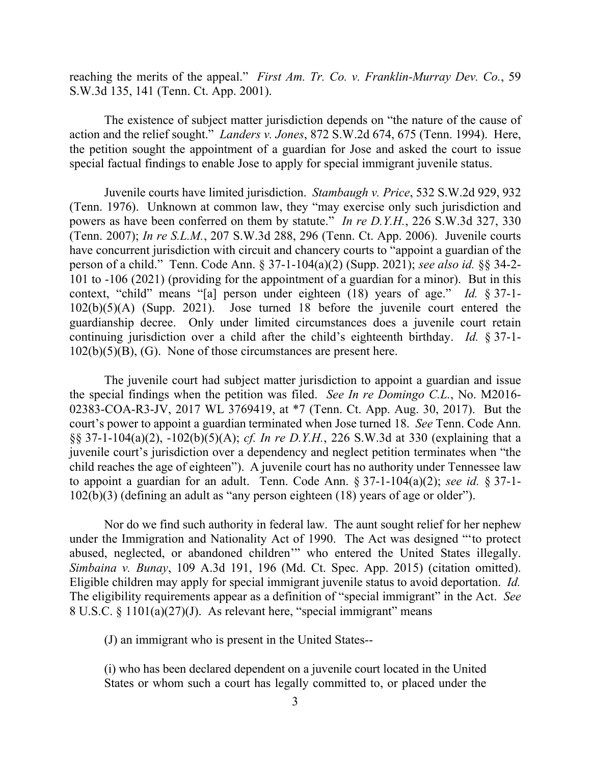reaching the merits of the appeal." *First Am. Tr. Co. v. Franklin-Murray Dev. Co.*, 59 S.W.3d 135, 141 (Tenn. Ct. App. 2001).

The existence of subject matter jurisdiction depends on "the nature of the cause of action and the relief sought." *Landers v. Jones*, 872 S.W.2d 674, 675 (Tenn. 1994). Here, the petition sought the appointment of a guardian for Jose and asked the court to issue special factual findings to enable Jose to apply for special immigrant juvenile status.

Juvenile courts have limited jurisdiction. *Stambaugh v. Price*, 532 S.W.2d 929, 932 (Tenn. 1976). Unknown at common law, they "may exercise only such jurisdiction and powers as have been conferred on them by statute." *In re D.Y.H.*, 226 S.W.3d 327, 330 (Tenn. 2007); *In re S.L.M.*, 207 S.W.3d 288, 296 (Tenn. Ct. App. 2006). Juvenile courts have concurrent jurisdiction with circuit and chancery courts to "appoint a guardian of the person of a child." Tenn. Code Ann. § 37-1-104(a)(2) (Supp. 2021); *see also id.* §§ 34-2-101 to -106 (2021) (providing for the appointment of a guardian for a minor). But in this context, "child" means "[a] person under eighteen (18) years of age." *Id.* § 37-1-102(b)(5)(A) (Supp. 2021). Jose turned 18 before the juvenile court entered the guardianship decree. Only under limited circumstances does a juvenile court retain continuing jurisdiction over a child after the child's eighteenth birthday. *Id.* § 37-1-102(b)(5)(B), (G). None of those circumstances are present here.

The juvenile court had subject matter jurisdiction to appoint a guardian and issue the special findings when the petition was filed. *See In re Domingo C.L.*, No. M2016-02383-COA-R3-JV, 2017 WL 3769419, at *7 (Tenn. Ct. App. Aug. 30, 2017). But the court's power to appoint a guardian terminated when Jose turned 18. *See* Tenn. Code Ann. §§ 37-1-104(a)(2), -102(b)(5)(A); *cf. In re D.Y.H.*, 226 S.W.3d at 330 (explaining that a juvenile court's jurisdiction over a dependency and neglect petition terminates when "the child reaches the age of eighteen"). A juvenile court has no authority under Tennessee law to appoint a guardian for an adult. Tenn. Code Ann. § 37-1-104(a)(2); *see id.* § 37-1-102(b)(3) (defining an adult as "any person eighteen (18) years of age or older").

Nor do we find such authority in federal law. The aunt sought relief for her nephew under the Immigration and Nationality Act of 1990. The Act was designed "'to protect abused, neglected, or abandoned children'" who entered the United States illegally. *Simbaina v. Bunay*, 109 A.3d 191, 196 (Md. Ct. Spec. App. 2015) (citation omitted). Eligible children may apply for special immigrant juvenile status to avoid deportation. *Id.* The eligibility requirements appear as a definition of "special immigrant" in the Act. *See* 8 U.S.C. § 1101(a)(27)(J). As relevant here, "special immigrant" means

> (J) an immigrant who is present in the United States--
>
> (i) who has been declared dependent on a juvenile court located in the United States or whom such a court has legally committed to, or placed under the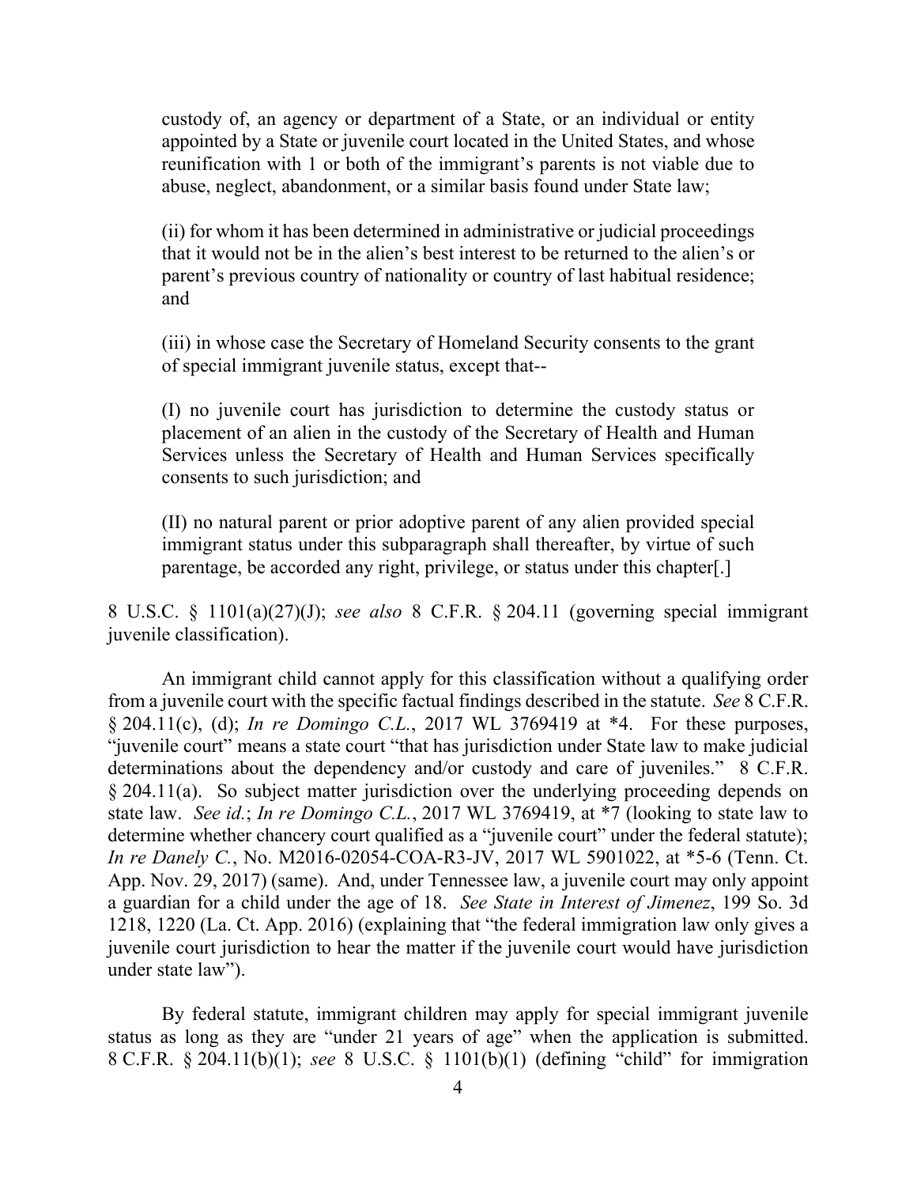> custody of, an agency or department of a State, or an individual or entity appointed by a State or juvenile court located in the United States, and whose reunification with 1 or both of the immigrant's parents is not viable due to abuse, neglect, abandonment, or a similar basis found under State law;
>
> (ii) for whom it has been determined in administrative or judicial proceedings that it would not be in the alien's best interest to be returned to the alien's or parent's previous country of nationality or country of last habitual residence; and
>
> (iii) in whose case the Secretary of Homeland Security consents to the grant of special immigrant juvenile status, except that--
>
> (I) no juvenile court has jurisdiction to determine the custody status or placement of an alien in the custody of the Secretary of Health and Human Services unless the Secretary of Health and Human Services specifically consents to such jurisdiction; and
>
> (II) no natural parent or prior adoptive parent of any alien provided special immigrant status under this subparagraph shall thereafter, by virtue of such parentage, be accorded any right, privilege, or status under this chapter[.]

8 U.S.C. § 1101(a)(27)(J); *see also* 8 C.F.R. § 204.11 (governing special immigrant juvenile classification).

An immigrant child cannot apply for this classification without a qualifying order from a juvenile court with the specific factual findings described in the statute. *See* 8 C.F.R. § 204.11(c), (d); *In re Domingo C.L.*, 2017 WL 3769419 at *4. For these purposes, "juvenile court" means a state court "that has jurisdiction under State law to make judicial determinations about the dependency and/or custody and care of juveniles." 8 C.F.R. § 204.11(a). So subject matter jurisdiction over the underlying proceeding depends on state law. *See id.*; *In re Domingo C.L.*, 2017 WL 3769419, at *7 (looking to state law to determine whether chancery court qualified as a "juvenile court" under the federal statute); *In re Danely C.*, No. M2016-02054-COA-R3-JV, 2017 WL 5901022, at *5-6 (Tenn. Ct. App. Nov. 29, 2017) (same). And, under Tennessee law, a juvenile court may only appoint a guardian for a child under the age of 18. *See State in Interest of Jimenez*, 199 So. 3d 1218, 1220 (La. Ct. App. 2016) (explaining that "the federal immigration law only gives a juvenile court jurisdiction to hear the matter if the juvenile court would have jurisdiction under state law").

By federal statute, immigrant children may apply for special immigrant juvenile status as long as they are "under 21 years of age" when the application is submitted. 8 C.F.R. § 204.11(b)(1); *see* 8 U.S.C. § 1101(b)(1) (defining "child" for immigration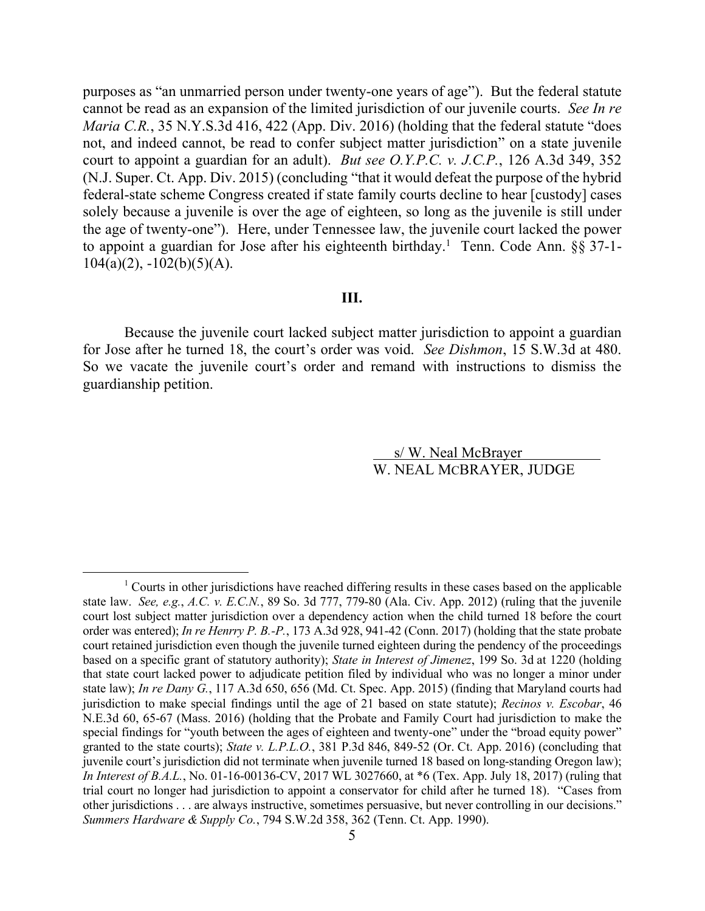purposes as "an unmarried person under twenty-one years of age"). But the federal statute cannot be read as an expansion of the limited jurisdiction of our juvenile courts. *See In re Maria C.R.*, 35 N.Y.S.3d 416, 422 (App. Div. 2016) (holding that the federal statute "does not, and indeed cannot, be read to confer subject matter jurisdiction" on a state juvenile court to appoint a guardian for an adult). *But see O.Y.P.C. v. J.C.P.*, 126 A.3d 349, 352 (N.J. Super. Ct. App. Div. 2015) (concluding "that it would defeat the purpose of the hybrid federal-state scheme Congress created if state family courts decline to hear [custody] cases solely because a juvenile is over the age of eighteen, so long as the juvenile is still under the age of twenty-one"). Here, under Tennessee law, the juvenile court lacked the power to appoint a guardian for Jose after his eighteenth birthday.[1] Tenn. Code Ann. §§ 37-1-104(a)(2), -102(b)(5)(A).

## III.

Because the juvenile court lacked subject matter jurisdiction to appoint a guardian for Jose after he turned 18, the court's order was void. *See Dishmon*, 15 S.W.3d at 480. So we vacate the juvenile court's order and remand with instructions to dismiss the guardianship petition.

s/ W. Neal McBrayer
W. NEAL MCBRAYER, JUDGE

---

[1] Courts in other jurisdictions have reached differing results in these cases based on the applicable state law. *See, e.g.*, *A.C. v. E.C.N.*, 89 So. 3d 777, 779-80 (Ala. Civ. App. 2012) (ruling that the juvenile court lost subject matter jurisdiction over a dependency action when the child turned 18 before the court order was entered); *In re Henrry P. B.-P.*, 173 A.3d 928, 941-42 (Conn. 2017) (holding that the state probate court retained jurisdiction even though the juvenile turned eighteen during the pendency of the proceedings based on a specific grant of statutory authority); *State in Interest of Jimenez*, 199 So. 3d at 1220 (holding that state court lacked power to adjudicate petition filed by individual who was no longer a minor under state law); *In re Dany G.*, 117 A.3d 650, 656 (Md. Ct. Spec. App. 2015) (finding that Maryland courts had jurisdiction to make special findings until the age of 21 based on state statute); *Recinos v. Escobar*, 46 N.E.3d 60, 65-67 (Mass. 2016) (holding that the Probate and Family Court had jurisdiction to make the special findings for "youth between the ages of eighteen and twenty-one" under the "broad equity power" granted to the state courts); *State v. L.P.L.O.*, 381 P.3d 846, 849-52 (Or. Ct. App. 2016) (concluding that juvenile court's jurisdiction did not terminate when juvenile turned 18 based on long-standing Oregon law); *In Interest of B.A.L.*, No. 01-16-00136-CV, 2017 WL 3027660, at *6 (Tex. App. July 18, 2017) (ruling that trial court no longer had jurisdiction to appoint a conservator for child after he turned 18). "Cases from other jurisdictions . . . are always instructive, sometimes persuasive, but never controlling in our decisions." *Summers Hardware & Supply Co.*, 794 S.W.2d 358, 362 (Tenn. Ct. App. 1990).